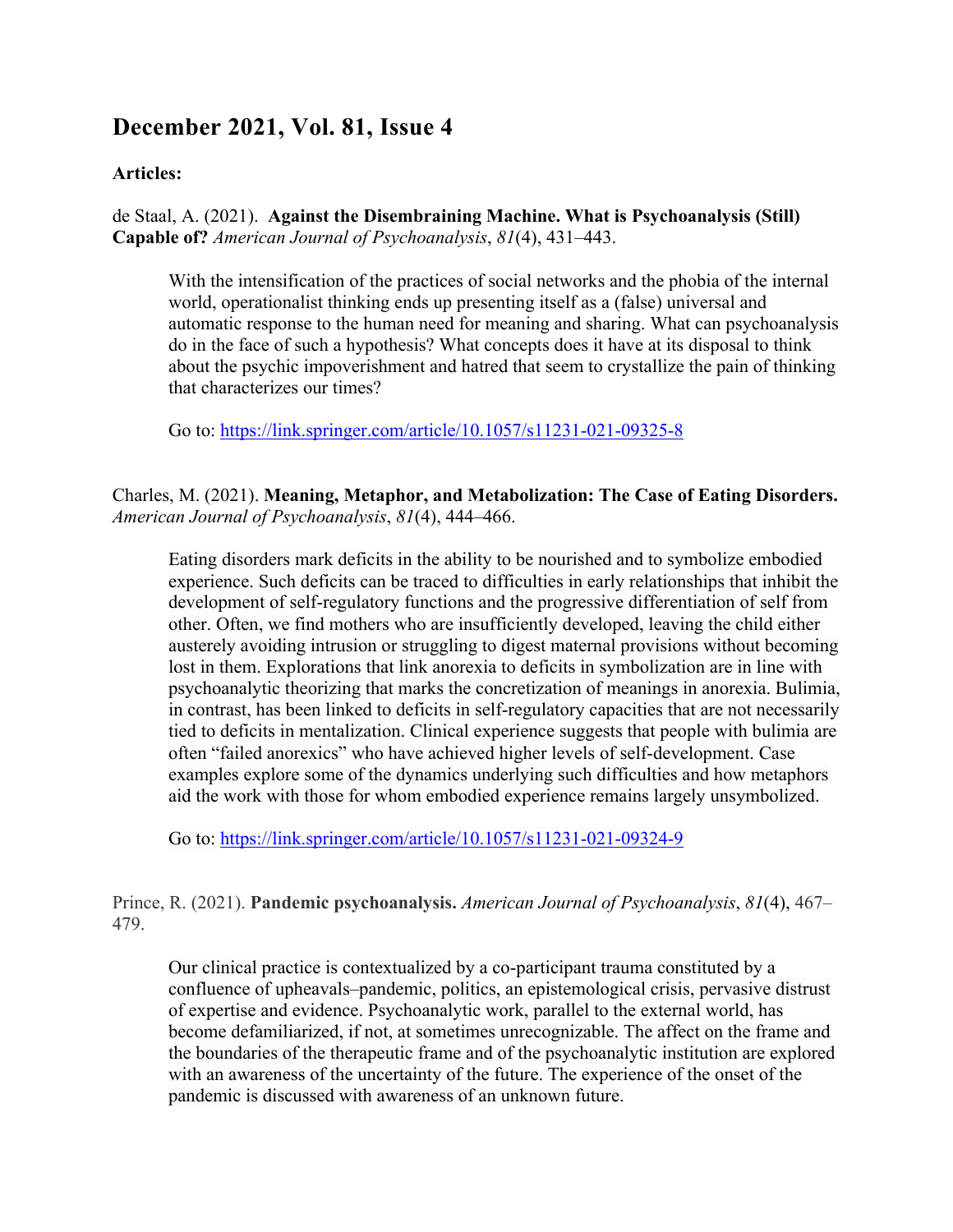# December 2021, Vol. 81, Issue 4

**Articles:**

de Staal, A. (2021). **Against the Disembraining Machine. What is Psychoanalysis (Still) Capable of?** *American Journal of Psychoanalysis*, *81*(4), 431–443.

> With the intensification of the practices of social networks and the phobia of the internal world, operationalist thinking ends up presenting itself as a (false) universal and automatic response to the human need for meaning and sharing. What can psychoanalysis do in the face of such a hypothesis? What concepts does it have at its disposal to think about the psychic impoverishment and hatred that seem to crystallize the pain of thinking that characterizes our times?
>
> Go to: https://link.springer.com/article/10.1057/s11231-021-09325-8

Charles, M. (2021). **Meaning, Metaphor, and Metabolization: The Case of Eating Disorders.** *American Journal of Psychoanalysis*, *81*(4), 444–466.

> Eating disorders mark deficits in the ability to be nourished and to symbolize embodied experience. Such deficits can be traced to difficulties in early relationships that inhibit the development of self-regulatory functions and the progressive differentiation of self from other. Often, we find mothers who are insufficiently developed, leaving the child either austerely avoiding intrusion or struggling to digest maternal provisions without becoming lost in them. Explorations that link anorexia to deficits in symbolization are in line with psychoanalytic theorizing that marks the concretization of meanings in anorexia. Bulimia, in contrast, has been linked to deficits in self-regulatory capacities that are not necessarily tied to deficits in mentalization. Clinical experience suggests that people with bulimia are often "failed anorexics" who have achieved higher levels of self-development. Case examples explore some of the dynamics underlying such difficulties and how metaphors aid the work with those for whom embodied experience remains largely unsymbolized.
>
> Go to: https://link.springer.com/article/10.1057/s11231-021-09324-9

Prince, R. (2021). **Pandemic psychoanalysis.** *American Journal of Psychoanalysis*, *81*(4), 467–479.

> Our clinical practice is contextualized by a co-participant trauma constituted by a confluence of upheavals–pandemic, politics, an epistemological crisis, pervasive distrust of expertise and evidence. Psychoanalytic work, parallel to the external world, has become defamiliarized, if not, at sometimes unrecognizable. The affect on the frame and the boundaries of the therapeutic frame and of the psychoanalytic institution are explored with an awareness of the uncertainty of the future. The experience of the onset of the pandemic is discussed with awareness of an unknown future.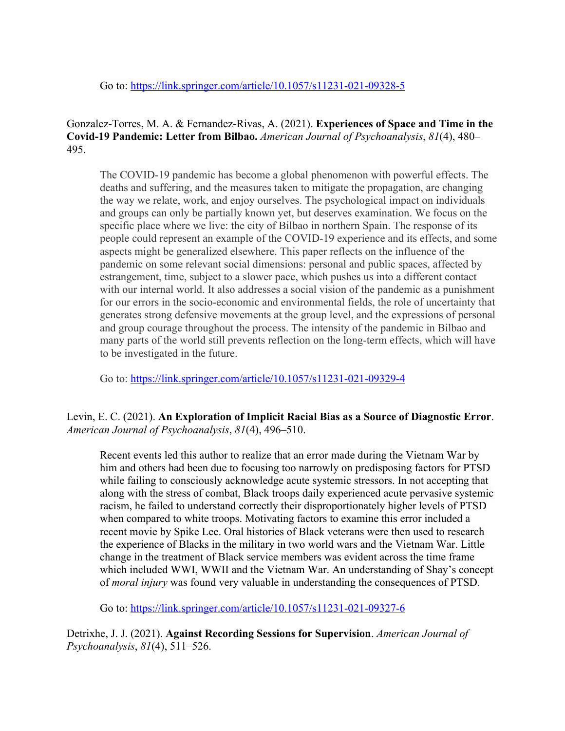Go to: https://link.springer.com/article/10.1057/s11231-021-09328-5

Gonzalez-Torres, M. A. & Fernandez-Rivas, A. (2021). **Experiences of Space and Time in the Covid-19 Pandemic: Letter from Bilbao.** *American Journal of Psychoanalysis*, *81*(4), 480–495.

> The COVID-19 pandemic has become a global phenomenon with powerful effects. The deaths and suffering, and the measures taken to mitigate the propagation, are changing the way we relate, work, and enjoy ourselves. The psychological impact on individuals and groups can only be partially known yet, but deserves examination. We focus on the specific place where we live: the city of Bilbao in northern Spain. The response of its people could represent an example of the COVID-19 experience and its effects, and some aspects might be generalized elsewhere. This paper reflects on the influence of the pandemic on some relevant social dimensions: personal and public spaces, affected by estrangement, time, subject to a slower pace, which pushes us into a different contact with our internal world. It also addresses a social vision of the pandemic as a punishment for our errors in the socio-economic and environmental fields, the role of uncertainty that generates strong defensive movements at the group level, and the expressions of personal and group courage throughout the process. The intensity of the pandemic in Bilbao and many parts of the world still prevents reflection on the long-term effects, which will have to be investigated in the future.
>
> Go to: https://link.springer.com/article/10.1057/s11231-021-09329-4

Levin, E. C. (2021). **An Exploration of Implicit Racial Bias as a Source of Diagnostic Error**. *American Journal of Psychoanalysis*, *81*(4), 496–510.

> Recent events led this author to realize that an error made during the Vietnam War by him and others had been due to focusing too narrowly on predisposing factors for PTSD while failing to consciously acknowledge acute systemic stressors. In not accepting that along with the stress of combat, Black troops daily experienced acute pervasive systemic racism, he failed to understand correctly their disproportionately higher levels of PTSD when compared to white troops. Motivating factors to examine this error included a recent movie by Spike Lee. Oral histories of Black veterans were then used to research the experience of Blacks in the military in two world wars and the Vietnam War. Little change in the treatment of Black service members was evident across the time frame which included WWI, WWII and the Vietnam War. An understanding of Shay's concept of *moral injury* was found very valuable in understanding the consequences of PTSD.
>
> Go to: https://link.springer.com/article/10.1057/s11231-021-09327-6

Detrixhe, J. J. (2021). **Against Recording Sessions for Supervision**. *American Journal of Psychoanalysis*, *81*(4), 511–526.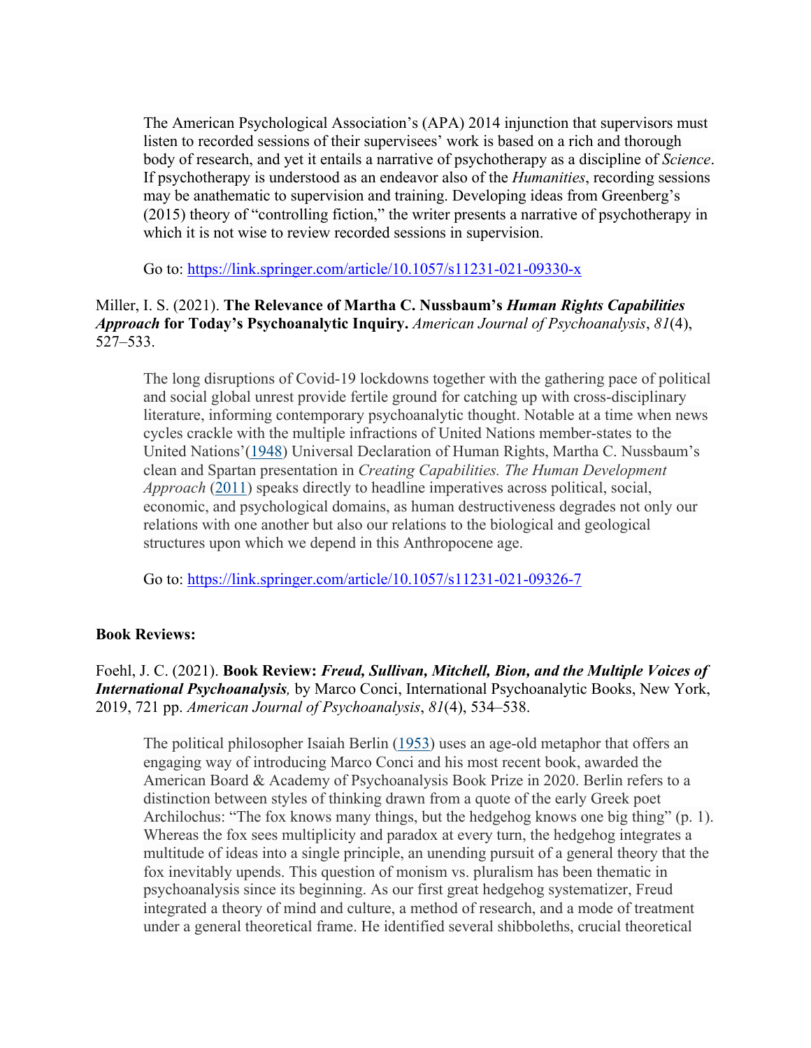> The American Psychological Association's (APA) 2014 injunction that supervisors must listen to recorded sessions of their supervisees' work is based on a rich and thorough body of research, and yet it entails a narrative of psychotherapy as a discipline of *Science*. If psychotherapy is understood as an endeavor also of the *Humanities*, recording sessions may be anathematic to supervision and training. Developing ideas from Greenberg's (2015) theory of "controlling fiction," the writer presents a narrative of psychotherapy in which it is not wise to review recorded sessions in supervision.
>
> Go to: https://link.springer.com/article/10.1057/s11231-021-09330-x

Miller, I. S. (2021). **The Relevance of Martha C. Nussbaum's *Human Rights Capabilities Approach* for Today's Psychoanalytic Inquiry.** *American Journal of Psychoanalysis*, *81*(4), 527–533.

> The long disruptions of Covid-19 lockdowns together with the gathering pace of political and social global unrest provide fertile ground for catching up with cross-disciplinary literature, informing contemporary psychoanalytic thought. Notable at a time when news cycles crackle with the multiple infractions of United Nations member-states to the United Nations'(1948) Universal Declaration of Human Rights, Martha C. Nussbaum's clean and Spartan presentation in *Creating Capabilities. The Human Development Approach* (2011) speaks directly to headline imperatives across political, social, economic, and psychological domains, as human destructiveness degrades not only our relations with one another but also our relations to the biological and geological structures upon which we depend in this Anthropocene age.
>
> Go to: https://link.springer.com/article/10.1057/s11231-021-09326-7

**Book Reviews:**

Foehl, J. C. (2021). **Book Review: *Freud, Sullivan, Mitchell, Bion, and the Multiple Voices of International Psychoanalysis*,** by Marco Conci, International Psychoanalytic Books, New York, 2019, 721 pp. *American Journal of Psychoanalysis*, *81*(4), 534–538.

> The political philosopher Isaiah Berlin (1953) uses an age-old metaphor that offers an engaging way of introducing Marco Conci and his most recent book, awarded the American Board & Academy of Psychoanalysis Book Prize in 2020. Berlin refers to a distinction between styles of thinking drawn from a quote of the early Greek poet Archilochus: "The fox knows many things, but the hedgehog knows one big thing" (p. 1). Whereas the fox sees multiplicity and paradox at every turn, the hedgehog integrates a multitude of ideas into a single principle, an unending pursuit of a general theory that the fox inevitably upends. This question of monism vs. pluralism has been thematic in psychoanalysis since its beginning. As our first great hedgehog systematizer, Freud integrated a theory of mind and culture, a method of research, and a mode of treatment under a general theoretical frame. He identified several shibboleths, crucial theoretical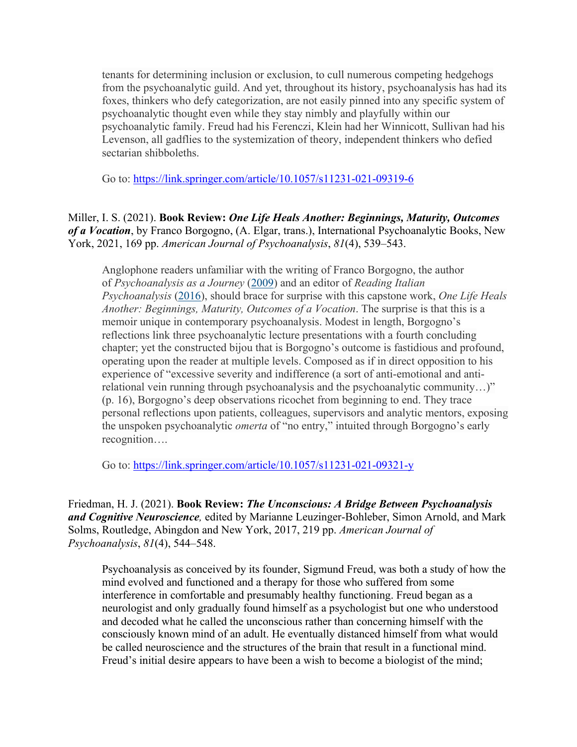tenants for determining inclusion or exclusion, to cull numerous competing hedgehogs from the psychoanalytic guild. And yet, throughout its history, psychoanalysis has had its foxes, thinkers who defy categorization, are not easily pinned into any specific system of psychoanalytic thought even while they stay nimbly and playfully within our psychoanalytic family. Freud had his Ferenczi, Klein had her Winnicott, Sullivan had his Levenson, all gadflies to the systemization of theory, independent thinkers who defied sectarian shibboleths.

> Go to: https://link.springer.com/article/10.1057/s11231-021-09319-6

Miller, I. S. (2021). **Book Review: *One Life Heals Another: Beginnings, Maturity, Outcomes of a Vocation***, by Franco Borgogno, (A. Elgar, trans.), International Psychoanalytic Books, New York, 2021, 169 pp. *American Journal of Psychoanalysis*, *81*(4), 539–543.

> Anglophone readers unfamiliar with the writing of Franco Borgogno, the author of *Psychoanalysis as a Journey* (2009) and an editor of *Reading Italian Psychoanalysis* (2016), should brace for surprise with this capstone work, *One Life Heals Another: Beginnings, Maturity, Outcomes of a Vocation*. The surprise is that this is a memoir unique in contemporary psychoanalysis. Modest in length, Borgogno's reflections link three psychoanalytic lecture presentations with a fourth concluding chapter; yet the constructed bijou that is Borgogno's outcome is fastidious and profound, operating upon the reader at multiple levels. Composed as if in direct opposition to his experience of "excessive severity and indifference (a sort of anti-emotional and anti-relational vein running through psychoanalysis and the psychoanalytic community…)" (p. 16), Borgogno's deep observations ricochet from beginning to end. They trace personal reflections upon patients, colleagues, supervisors and analytic mentors, exposing the unspoken psychoanalytic *omerta* of "no entry," intuited through Borgogno's early recognition….
>
> Go to: https://link.springer.com/article/10.1057/s11231-021-09321-y

Friedman, H. J. (2021). **Book Review: *The Unconscious: A Bridge Between Psychoanalysis and Cognitive Neuroscience*,** edited by Marianne Leuzinger-Bohleber, Simon Arnold, and Mark Solms, Routledge, Abingdon and New York, 2017, 219 pp. *American Journal of Psychoanalysis*, *81*(4), 544–548.

> Psychoanalysis as conceived by its founder, Sigmund Freud, was both a study of how the mind evolved and functioned and a therapy for those who suffered from some interference in comfortable and presumably healthy functioning. Freud began as a neurologist and only gradually found himself as a psychologist but one who understood and decoded what he called the unconscious rather than concerning himself with the consciously known mind of an adult. He eventually distanced himself from what would be called neuroscience and the structures of the brain that result in a functional mind. Freud's initial desire appears to have been a wish to become a biologist of the mind;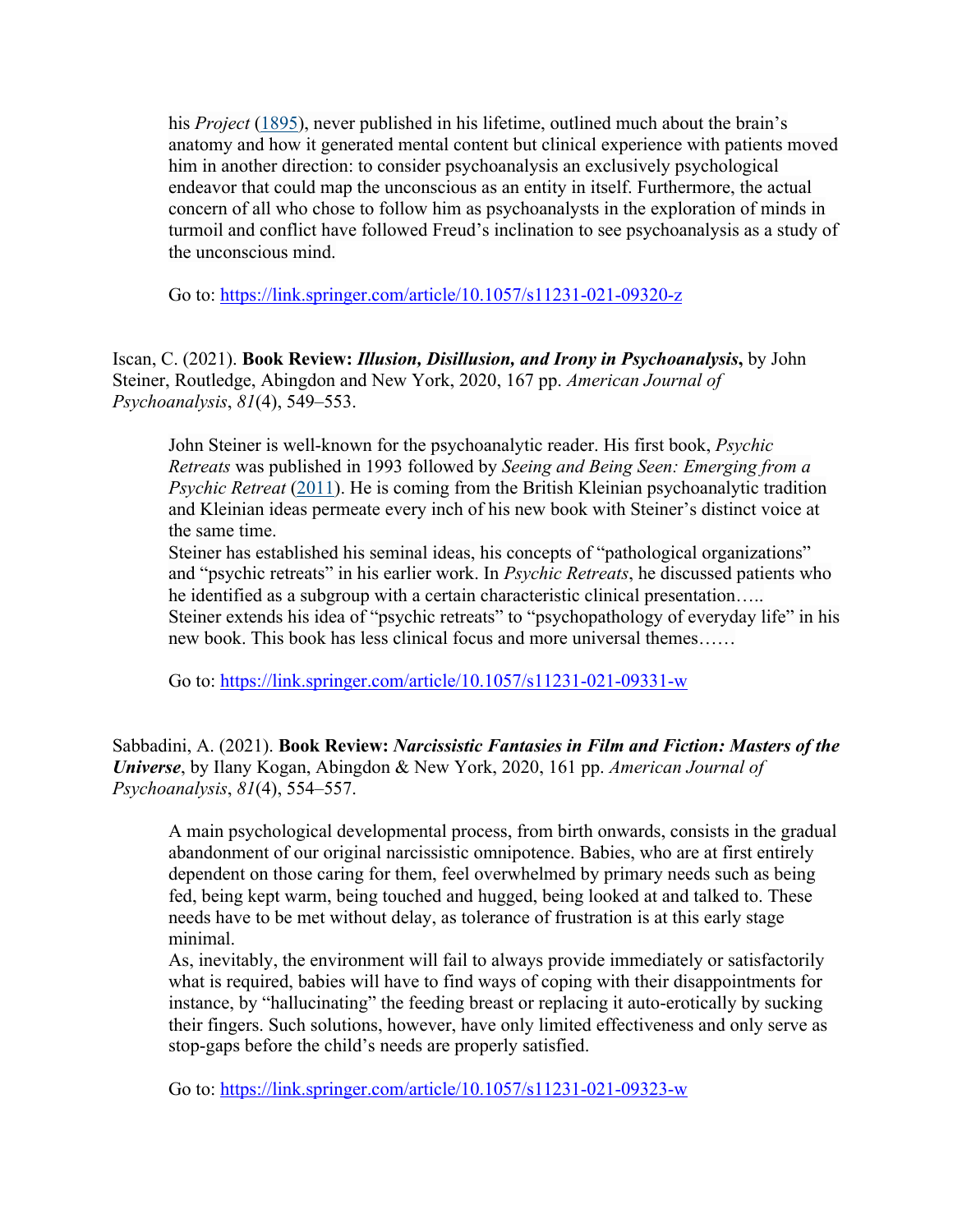his *Project* (1895), never published in his lifetime, outlined much about the brain's anatomy and how it generated mental content but clinical experience with patients moved him in another direction: to consider psychoanalysis an exclusively psychological endeavor that could map the unconscious as an entity in itself. Furthermore, the actual concern of all who chose to follow him as psychoanalysts in the exploration of minds in turmoil and conflict have followed Freud's inclination to see psychoanalysis as a study of the unconscious mind.

> Go to: https://link.springer.com/article/10.1057/s11231-021-09320-z

Iscan, C. (2021). **Book Review: *Illusion, Disillusion, and Irony in Psychoanalysis*,** by John Steiner, Routledge, Abingdon and New York, 2020, 167 pp. *American Journal of Psychoanalysis*, *81*(4), 549–553.

> John Steiner is well-known for the psychoanalytic reader. His first book, *Psychic Retreats* was published in 1993 followed by *Seeing and Being Seen: Emerging from a Psychic Retreat* (2011). He is coming from the British Kleinian psychoanalytic tradition and Kleinian ideas permeate every inch of his new book with Steiner's distinct voice at the same time.
> Steiner has established his seminal ideas, his concepts of "pathological organizations" and "psychic retreats" in his earlier work. In *Psychic Retreats*, he discussed patients who he identified as a subgroup with a certain characteristic clinical presentation…..
> Steiner extends his idea of "psychic retreats" to "psychopathology of everyday life" in his new book. This book has less clinical focus and more universal themes……
>
> Go to: https://link.springer.com/article/10.1057/s11231-021-09331-w

Sabbadini, A. (2021). **Book Review: *Narcissistic Fantasies in Film and Fiction: Masters of the Universe***, by Ilany Kogan, Abingdon & New York, 2020, 161 pp. *American Journal of Psychoanalysis*, *81*(4), 554–557.

> A main psychological developmental process, from birth onwards, consists in the gradual abandonment of our original narcissistic omnipotence. Babies, who are at first entirely dependent on those caring for them, feel overwhelmed by primary needs such as being fed, being kept warm, being touched and hugged, being looked at and talked to. These needs have to be met without delay, as tolerance of frustration is at this early stage minimal.
> As, inevitably, the environment will fail to always provide immediately or satisfactorily what is required, babies will have to find ways of coping with their disappointments for instance, by "hallucinating" the feeding breast or replacing it auto-erotically by sucking their fingers. Such solutions, however, have only limited effectiveness and only serve as stop-gaps before the child's needs are properly satisfied.
>
> Go to: https://link.springer.com/article/10.1057/s11231-021-09323-w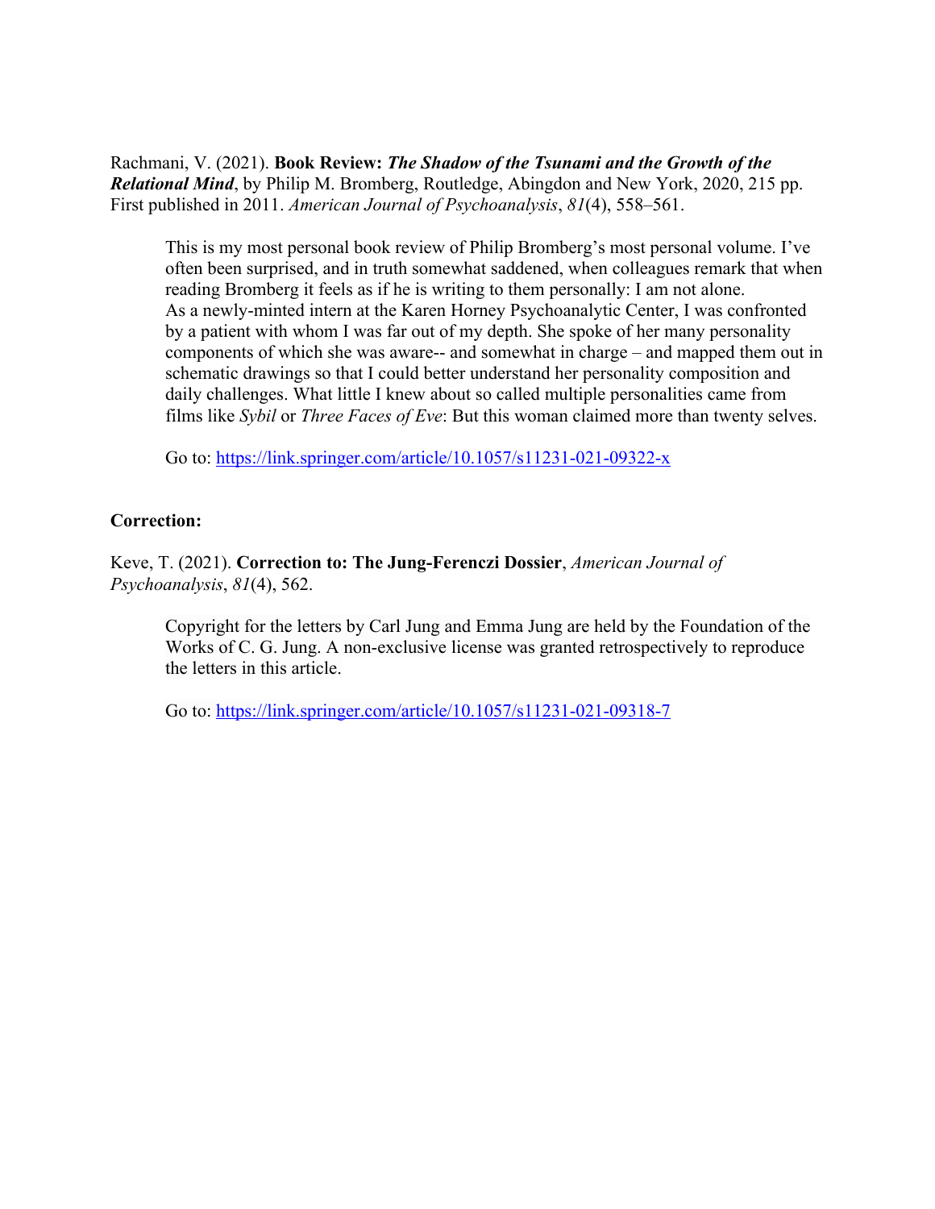Rachmani, V. (2021). **Book Review: *The Shadow of the Tsunami and the Growth of the Relational Mind***, by Philip M. Bromberg, Routledge, Abingdon and New York, 2020, 215 pp. First published in 2011. *American Journal of Psychoanalysis*, *81*(4), 558–561.

> This is my most personal book review of Philip Bromberg's most personal volume. I've often been surprised, and in truth somewhat saddened, when colleagues remark that when reading Bromberg it feels as if he is writing to them personally: I am not alone. As a newly-minted intern at the Karen Horney Psychoanalytic Center, I was confronted by a patient with whom I was far out of my depth. She spoke of her many personality components of which she was aware-- and somewhat in charge – and mapped them out in schematic drawings so that I could better understand her personality composition and daily challenges. What little I knew about so called multiple personalities came from films like *Sybil* or *Three Faces of Eve*: But this woman claimed more than twenty selves.
>
> Go to: https://link.springer.com/article/10.1057/s11231-021-09322-x

**Correction:**

Keve, T. (2021). **Correction to: The Jung-Ferenczi Dossier**, *American Journal of Psychoanalysis*, *81*(4), 562.

> Copyright for the letters by Carl Jung and Emma Jung are held by the Foundation of the Works of C. G. Jung. A non-exclusive license was granted retrospectively to reproduce the letters in this article.
>
> Go to: https://link.springer.com/article/10.1057/s11231-021-09318-7